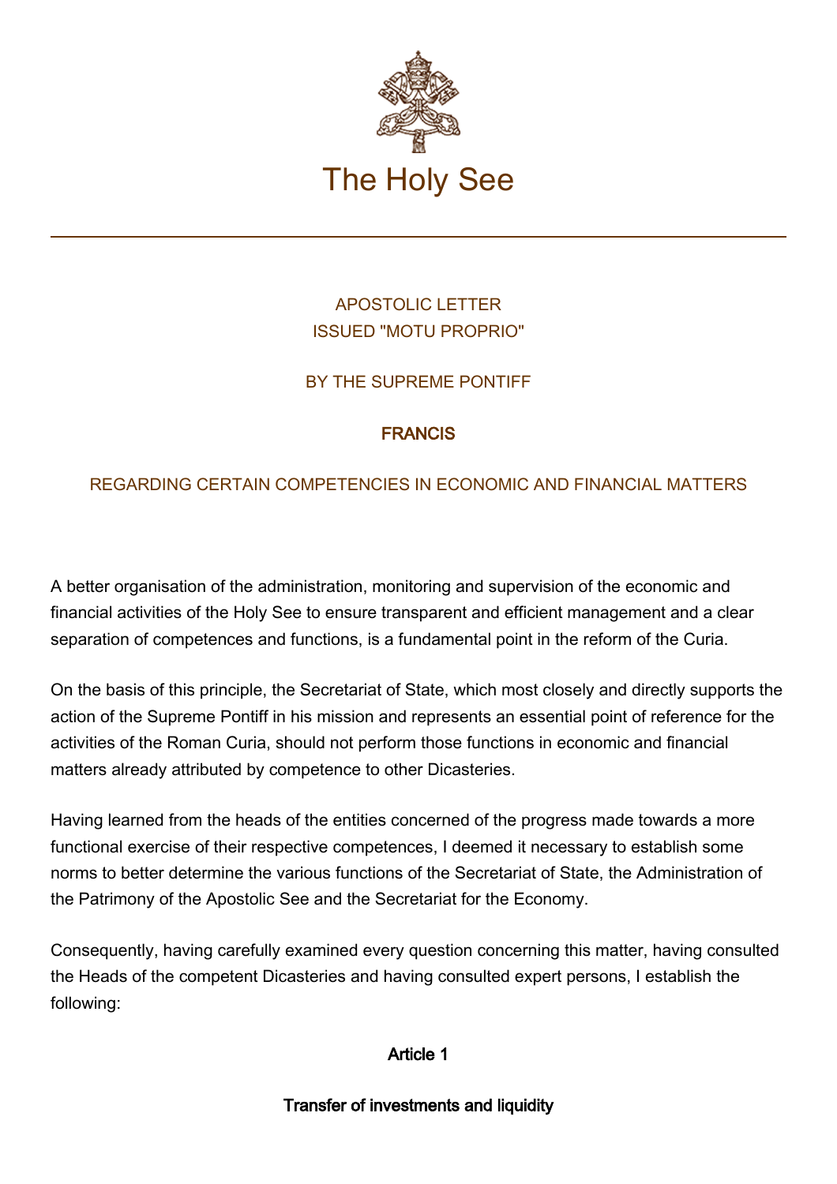# The Holy See

APOSTOLIC LETTER
ISSUED "MOTU PROPRIO"

BY THE SUPREME PONTIFF

**FRANCIS**

REGARDING CERTAIN COMPETENCIES IN ECONOMIC AND FINANCIAL MATTERS

A better organisation of the administration, monitoring and supervision of the economic and financial activities of the Holy See to ensure transparent and efficient management and a clear separation of competences and functions, is a fundamental point in the reform of the Curia.

On the basis of this principle, the Secretariat of State, which most closely and directly supports the action of the Supreme Pontiff in his mission and represents an essential point of reference for the activities of the Roman Curia, should not perform those functions in economic and financial matters already attributed by competence to other Dicasteries.

Having learned from the heads of the entities concerned of the progress made towards a more functional exercise of their respective competences, I deemed it necessary to establish some norms to better determine the various functions of the Secretariat of State, the Administration of the Patrimony of the Apostolic See and the Secretariat for the Economy.

Consequently, having carefully examined every question concerning this matter, having consulted the Heads of the competent Dicasteries and having consulted expert persons, I establish the following:

**Article 1**

**Transfer of investments and liquidity**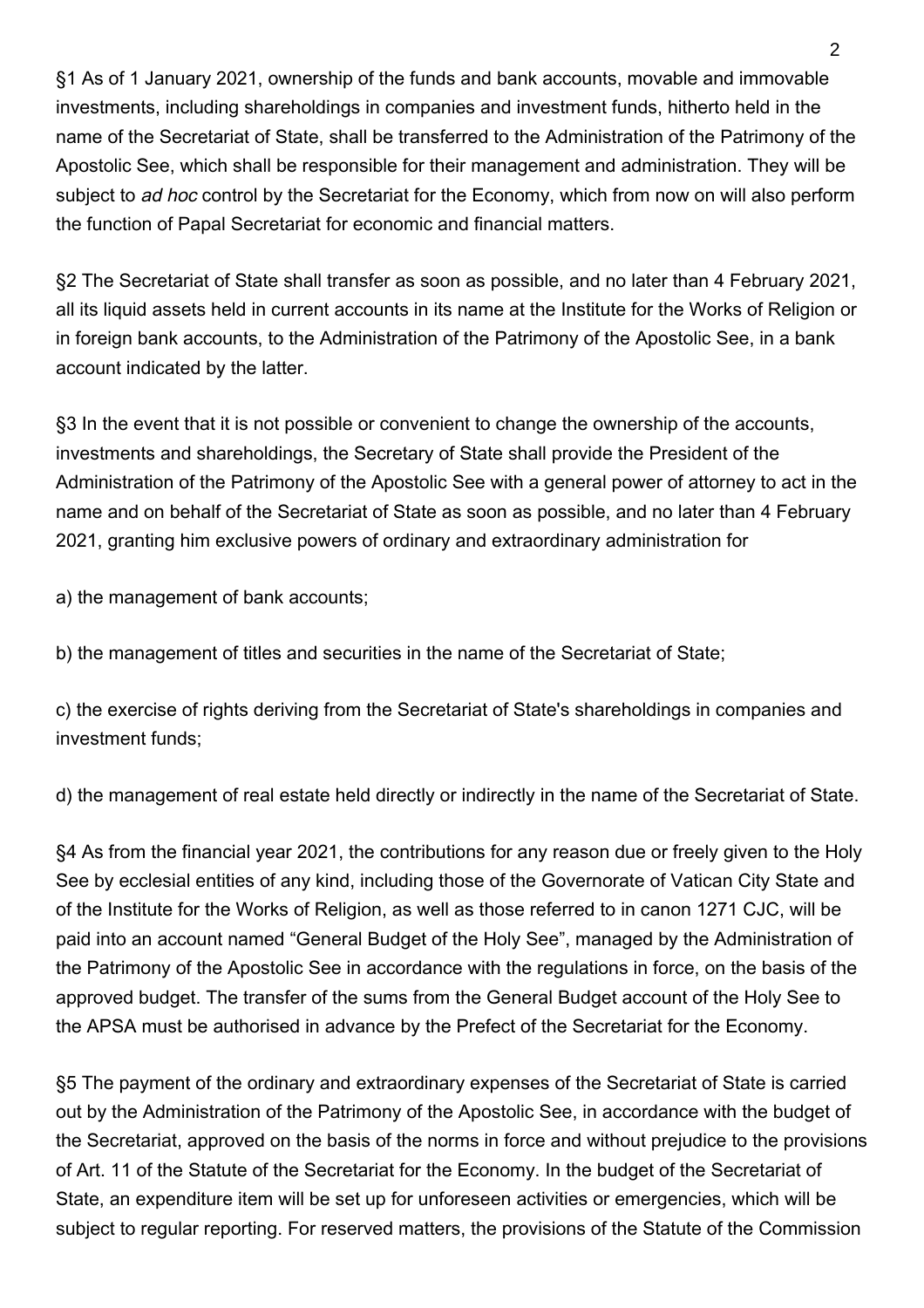§1 As of 1 January 2021, ownership of the funds and bank accounts, movable and immovable investments, including shareholdings in companies and investment funds, hitherto held in the name of the Secretariat of State, shall be transferred to the Administration of the Patrimony of the Apostolic See, which shall be responsible for their management and administration. They will be subject to *ad hoc* control by the Secretariat for the Economy, which from now on will also perform the function of Papal Secretariat for economic and financial matters.

§2 The Secretariat of State shall transfer as soon as possible, and no later than 4 February 2021, all its liquid assets held in current accounts in its name at the Institute for the Works of Religion or in foreign bank accounts, to the Administration of the Patrimony of the Apostolic See, in a bank account indicated by the latter.

§3 In the event that it is not possible or convenient to change the ownership of the accounts, investments and shareholdings, the Secretary of State shall provide the President of the Administration of the Patrimony of the Apostolic See with a general power of attorney to act in the name and on behalf of the Secretariat of State as soon as possible, and no later than 4 February 2021, granting him exclusive powers of ordinary and extraordinary administration for

a) the management of bank accounts;

b) the management of titles and securities in the name of the Secretariat of State;

c) the exercise of rights deriving from the Secretariat of State's shareholdings in companies and investment funds;

d) the management of real estate held directly or indirectly in the name of the Secretariat of State.

§4 As from the financial year 2021, the contributions for any reason due or freely given to the Holy See by ecclesial entities of any kind, including those of the Governorate of Vatican City State and of the Institute for the Works of Religion, as well as those referred to in canon 1271 CJC, will be paid into an account named "General Budget of the Holy See", managed by the Administration of the Patrimony of the Apostolic See in accordance with the regulations in force, on the basis of the approved budget. The transfer of the sums from the General Budget account of the Holy See to the APSA must be authorised in advance by the Prefect of the Secretariat for the Economy.

§5 The payment of the ordinary and extraordinary expenses of the Secretariat of State is carried out by the Administration of the Patrimony of the Apostolic See, in accordance with the budget of the Secretariat, approved on the basis of the norms in force and without prejudice to the provisions of Art. 11 of the Statute of the Secretariat for the Economy. In the budget of the Secretariat of State, an expenditure item will be set up for unforeseen activities or emergencies, which will be subject to regular reporting. For reserved matters, the provisions of the Statute of the Commission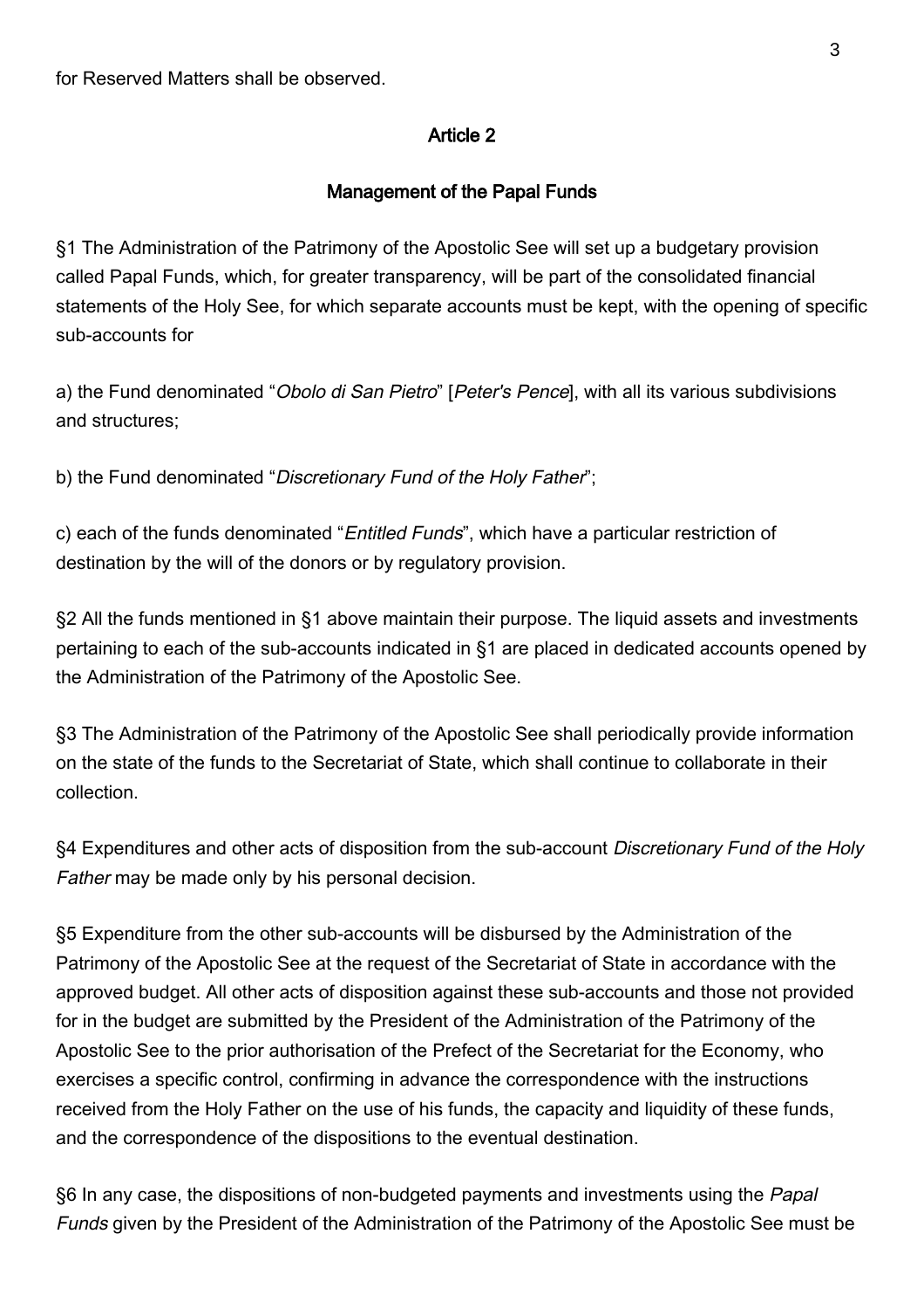for Reserved Matters shall be observed.

## Article 2

## Management of the Papal Funds

§1 The Administration of the Patrimony of the Apostolic See will set up a budgetary provision called Papal Funds, which, for greater transparency, will be part of the consolidated financial statements of the Holy See, for which separate accounts must be kept, with the opening of specific sub-accounts for

a) the Fund denominated "*Obolo di San Pietro*" [*Peter's Pence*], with all its various subdivisions and structures;

b) the Fund denominated "*Discretionary Fund of the Holy Father*";

c) each of the funds denominated "*Entitled Funds*", which have a particular restriction of destination by the will of the donors or by regulatory provision.

§2 All the funds mentioned in §1 above maintain their purpose. The liquid assets and investments pertaining to each of the sub-accounts indicated in §1 are placed in dedicated accounts opened by the Administration of the Patrimony of the Apostolic See.

§3 The Administration of the Patrimony of the Apostolic See shall periodically provide information on the state of the funds to the Secretariat of State, which shall continue to collaborate in their collection.

§4 Expenditures and other acts of disposition from the sub-account *Discretionary Fund of the Holy Father* may be made only by his personal decision.

§5 Expenditure from the other sub-accounts will be disbursed by the Administration of the Patrimony of the Apostolic See at the request of the Secretariat of State in accordance with the approved budget. All other acts of disposition against these sub-accounts and those not provided for in the budget are submitted by the President of the Administration of the Patrimony of the Apostolic See to the prior authorisation of the Prefect of the Secretariat for the Economy, who exercises a specific control, confirming in advance the correspondence with the instructions received from the Holy Father on the use of his funds, the capacity and liquidity of these funds, and the correspondence of the dispositions to the eventual destination.

§6 In any case, the dispositions of non-budgeted payments and investments using the *Papal Funds* given by the President of the Administration of the Patrimony of the Apostolic See must be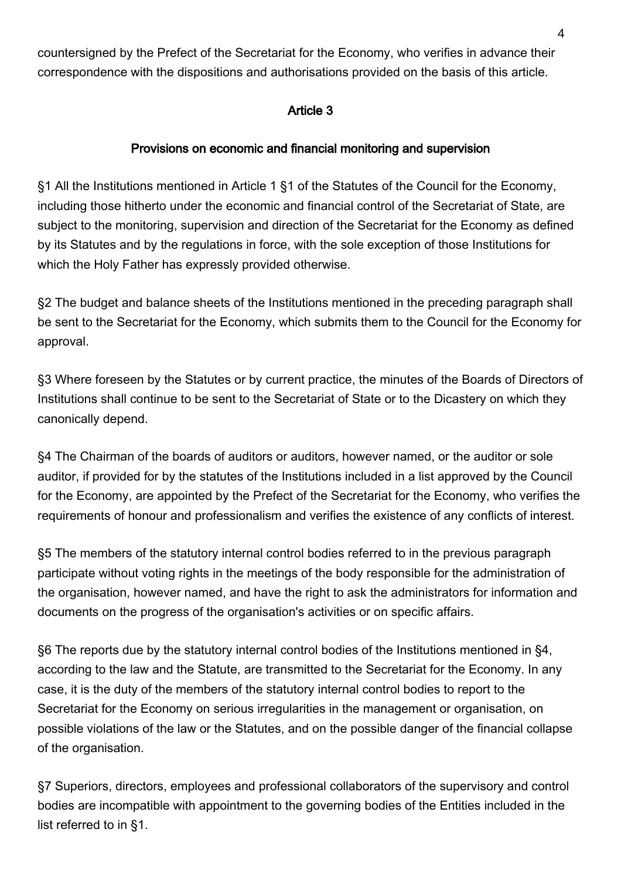countersigned by the Prefect of the Secretariat for the Economy, who verifies in advance their correspondence with the dispositions and authorisations provided on the basis of this article.

## Article 3

### Provisions on economic and financial monitoring and supervision

§1 All the Institutions mentioned in Article 1 §1 of the Statutes of the Council for the Economy, including those hitherto under the economic and financial control of the Secretariat of State, are subject to the monitoring, supervision and direction of the Secretariat for the Economy as defined by its Statutes and by the regulations in force, with the sole exception of those Institutions for which the Holy Father has expressly provided otherwise.

§2 The budget and balance sheets of the Institutions mentioned in the preceding paragraph shall be sent to the Secretariat for the Economy, which submits them to the Council for the Economy for approval.

§3 Where foreseen by the Statutes or by current practice, the minutes of the Boards of Directors of Institutions shall continue to be sent to the Secretariat of State or to the Dicastery on which they canonically depend.

§4 The Chairman of the boards of auditors or auditors, however named, or the auditor or sole auditor, if provided for by the statutes of the Institutions included in a list approved by the Council for the Economy, are appointed by the Prefect of the Secretariat for the Economy, who verifies the requirements of honour and professionalism and verifies the existence of any conflicts of interest.

§5 The members of the statutory internal control bodies referred to in the previous paragraph participate without voting rights in the meetings of the body responsible for the administration of the organisation, however named, and have the right to ask the administrators for information and documents on the progress of the organisation's activities or on specific affairs.

§6 The reports due by the statutory internal control bodies of the Institutions mentioned in §4, according to the law and the Statute, are transmitted to the Secretariat for the Economy. In any case, it is the duty of the members of the statutory internal control bodies to report to the Secretariat for the Economy on serious irregularities in the management or organisation, on possible violations of the law or the Statutes, and on the possible danger of the financial collapse of the organisation.

§7 Superiors, directors, employees and professional collaborators of the supervisory and control bodies are incompatible with appointment to the governing bodies of the Entities included in the list referred to in §1.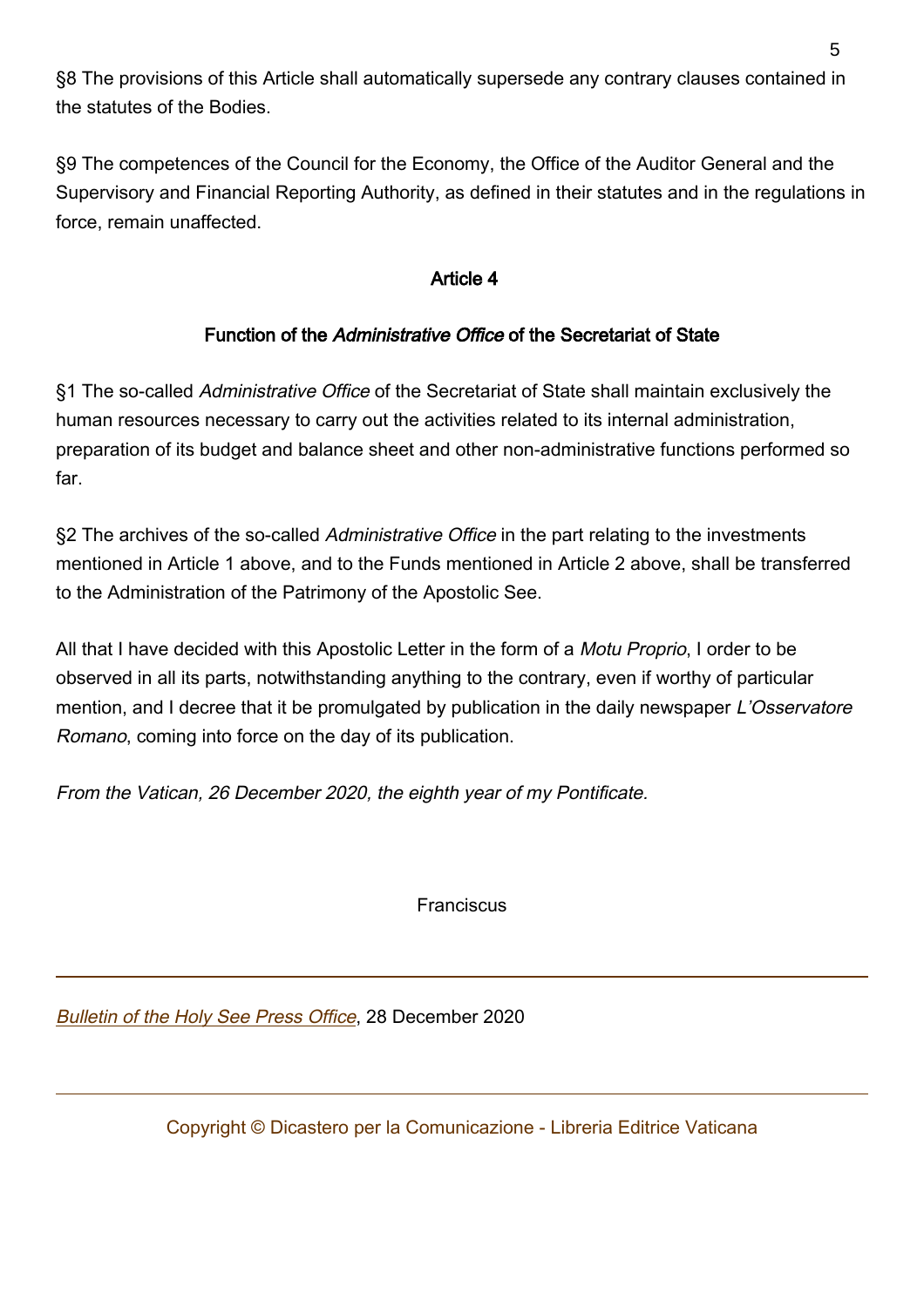§8 The provisions of this Article shall automatically supersede any contrary clauses contained in the statutes of the Bodies.

§9 The competences of the Council for the Economy, the Office of the Auditor General and the Supervisory and Financial Reporting Authority, as defined in their statutes and in the regulations in force, remain unaffected.

## Article 4

## Function of the *Administrative Office* of the Secretariat of State

§1 The so-called *Administrative Office* of the Secretariat of State shall maintain exclusively the human resources necessary to carry out the activities related to its internal administration, preparation of its budget and balance sheet and other non-administrative functions performed so far.

§2 The archives of the so-called *Administrative Office* in the part relating to the investments mentioned in Article 1 above, and to the Funds mentioned in Article 2 above, shall be transferred to the Administration of the Patrimony of the Apostolic See.

All that I have decided with this Apostolic Letter in the form of a *Motu Proprio*, I order to be observed in all its parts, notwithstanding anything to the contrary, even if worthy of particular mention, and I decree that it be promulgated by publication in the daily newspaper *L'Osservatore Romano*, coming into force on the day of its publication.

*From the Vatican, 26 December 2020, the eighth year of my Pontificate.*

Franciscus

---

*Bulletin of the Holy See Press Office*, 28 December 2020

---

Copyright © Dicastero per la Comunicazione - Libreria Editrice Vaticana